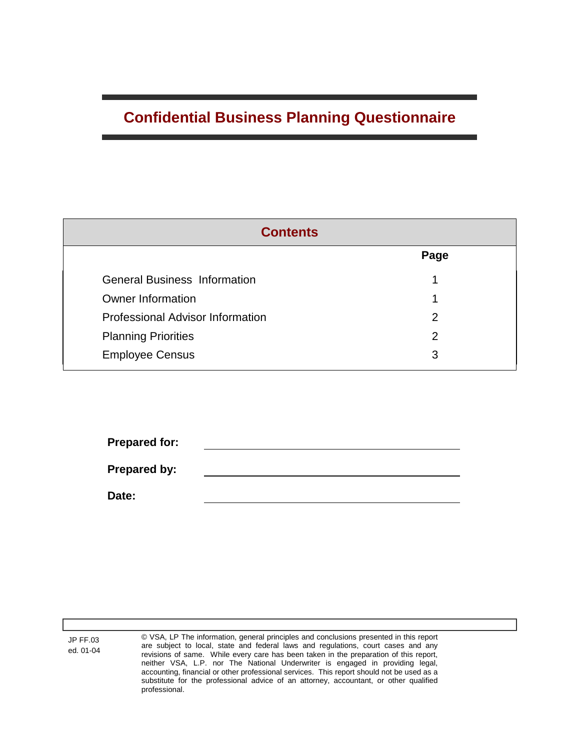# Confidential Business Planning Questionnaire

| Contents | Page |
|---|---|
| General Business Information | 1 |
| Owner Information | 1 |
| Professional Advisor Information | 2 |
| Planning Priorities | 2 |
| Employee Census | 3 |

**Prepared for:** ______________________________

**Prepared by:** ______________________________

**Date:** ______________________________

JP FF.03
ed. 01-04

© VSA, LP The information, general principles and conclusions presented in this report are subject to local, state and federal laws and regulations, court cases and any revisions of same. While every care has been taken in the preparation of this report, neither VSA, L.P. nor The National Underwriter is engaged in providing legal, accounting, financial or other professional services. This report should not be used as a substitute for the professional advice of an attorney, accountant, or other qualified professional.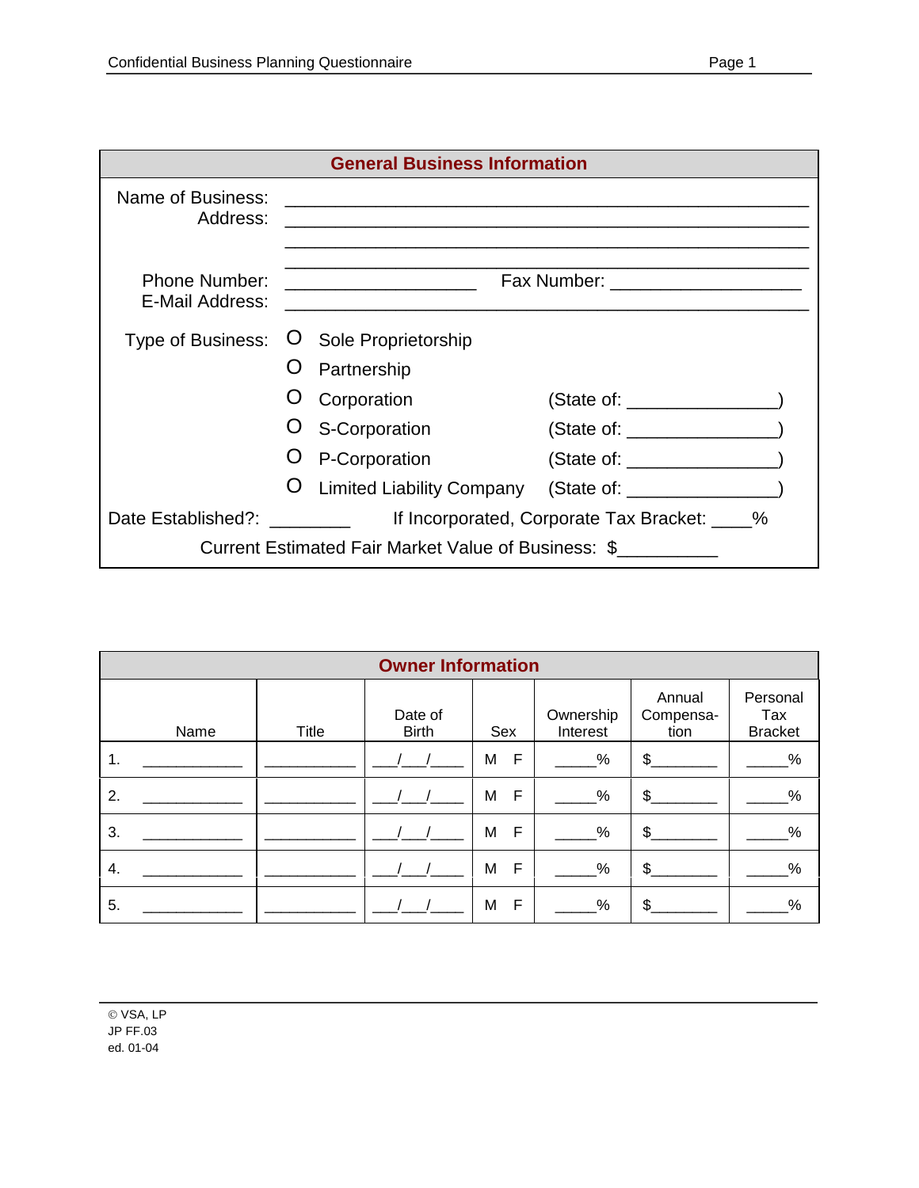## General Business Information

Name of Business: ______________________________________________

Address: ______________________________________________

______________________________________________

______________________________________________

Phone Number: ____________________ Fax Number: ____________________

E-Mail Address: ______________________________________________

Type of Business:

- O Sole Proprietorship
- O Partnership
- O Corporation (State of: _______________)
- O S-Corporation (State of: _______________)
- O P-Corporation (State of: _______________)
- O Limited Liability Company (State of: _______________)

Date Established?: ________ If Incorporated, Corporate Tax Bracket: ____%

Current Estimated Fair Market Value of Business: $__________

## Owner Information

| | Name | Title | Date of Birth | Sex | Ownership Interest | Annual Compensation | Personal Tax Bracket |
|---|---|---|---|---|---|---|---|
| 1. | ____________ | ___________ | ___/___/____ | M F | _____% | $________ | _____% |
| 2. | ____________ | ___________ | ___/___/____ | M F | _____% | $________ | _____% |
| 3. | ____________ | ___________ | ___/___/____ | M F | _____% | $________ | _____% |
| 4. | ____________ | ___________ | ___/___/____ | M F | _____% | $________ | _____% |
| 5. | ____________ | ___________ | ___/___/____ | M F | _____% | $________ | _____% |

© VSA, LP
JP FF.03
ed. 01-04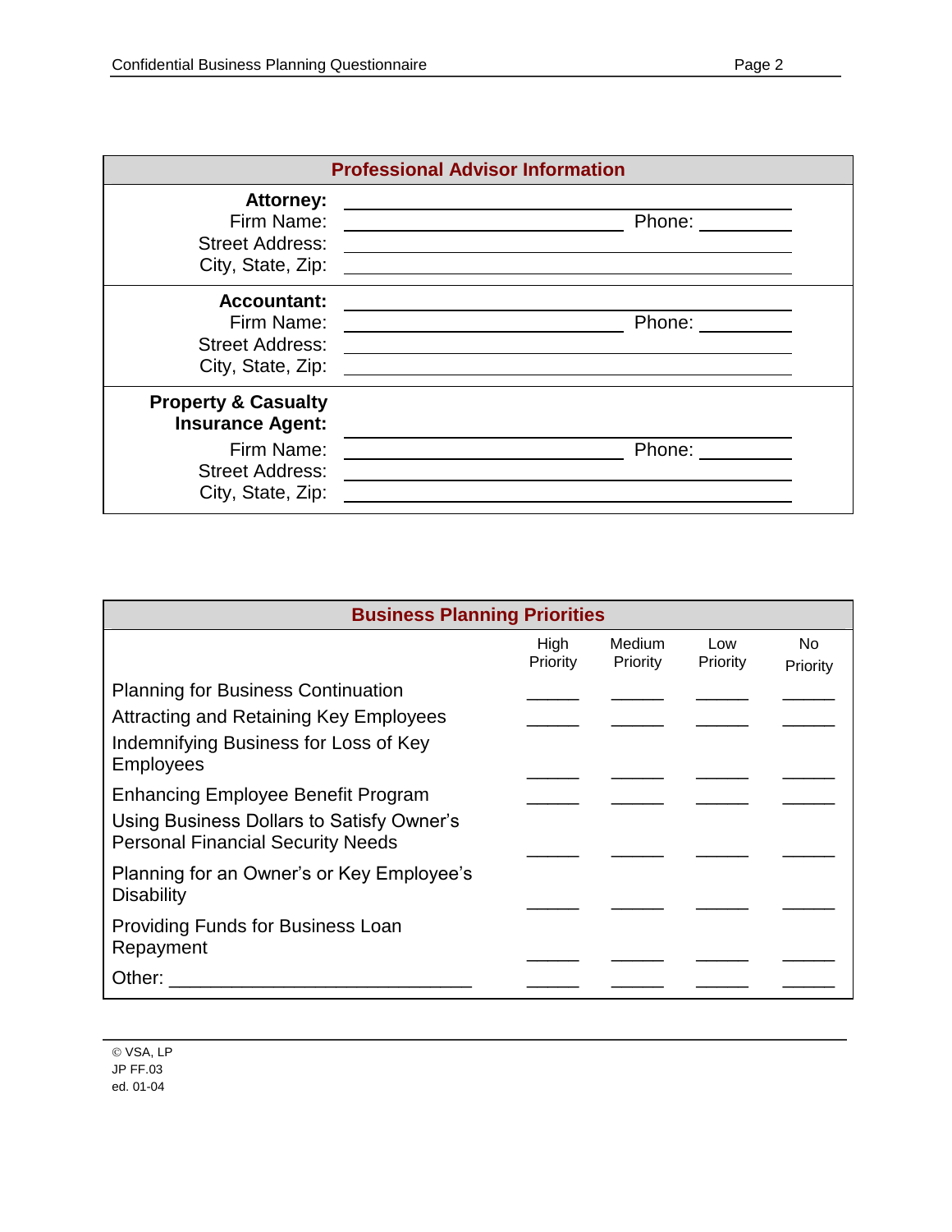## Professional Advisor Information

| | | | |
|---|---|---|---|
| **Attorney:** | ______________________________ | | |
| Firm Name: | ______________________ | Phone: | __________ |
| Street Address: | ______________________________ | | |
| City, State, Zip: | ______________________________ | | |
| **Accountant:** | ______________________________ | | |
| Firm Name: | ______________________ | Phone: | __________ |
| Street Address: | ______________________________ | | |
| City, State, Zip: | ______________________________ | | |
| **Property & Casualty Insurance Agent:** | ______________________________ | | |
| Firm Name: | ______________________ | Phone: | __________ |
| Street Address: | ______________________________ | | |
| City, State, Zip: | ______________________________ | | |

## Business Planning Priorities

| | High Priority | Medium Priority | Low Priority | No Priority |
|---|---|---|---|---|
| Planning for Business Continuation | _____ | _____ | _____ | _____ |
| Attracting and Retaining Key Employees | _____ | _____ | _____ | _____ |
| Indemnifying Business for Loss of Key Employees | _____ | _____ | _____ | _____ |
| Enhancing Employee Benefit Program | _____ | _____ | _____ | _____ |
| Using Business Dollars to Satisfy Owner's Personal Financial Security Needs | _____ | _____ | _____ | _____ |
| Planning for an Owner's or Key Employee's Disability | _____ | _____ | _____ | _____ |
| Providing Funds for Business Loan Repayment | _____ | _____ | _____ | _____ |
| Other: ____________________________ | _____ | _____ | _____ | _____ |

© VSA, LP
JP FF.03
ed. 01-04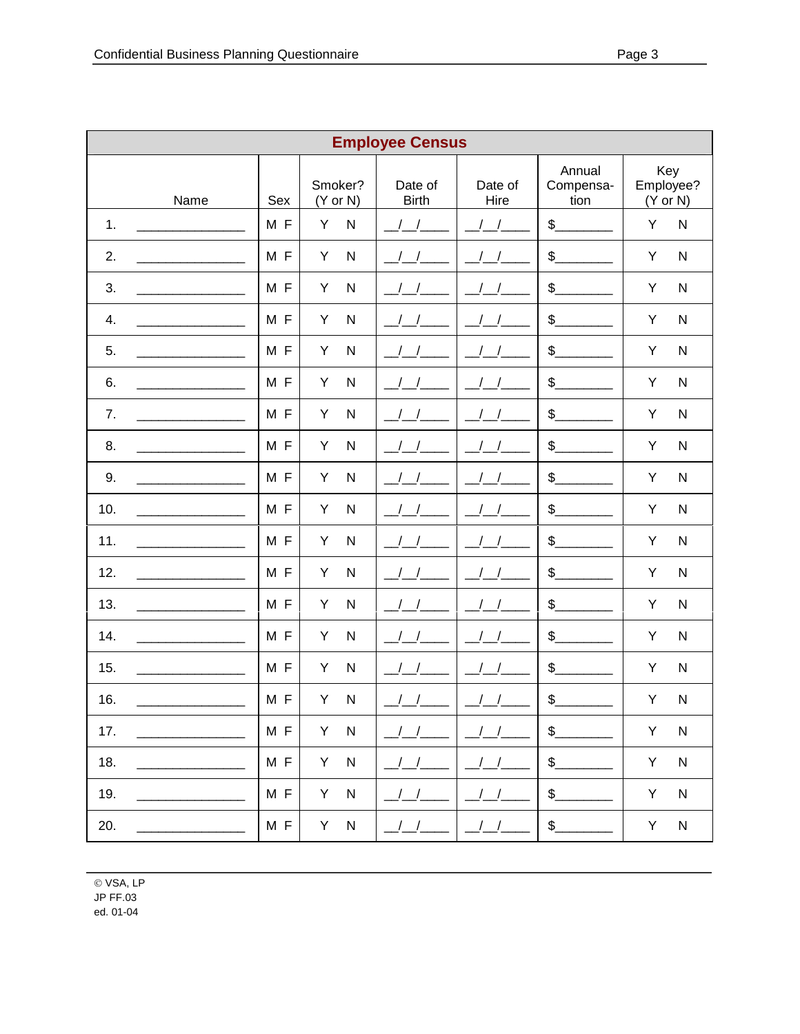## Employee Census

| | Name | Sex | Smoker? (Y or N) | Date of Birth | Date of Hire | Annual Compensa-tion | Key Employee? (Y or N) |
|---|---|---|---|---|---|---|---|
| 1. | _______________ | M F | Y N | __/__/____ | __/__/____ | $________ | Y N |
| 2. | _______________ | M F | Y N | __/__/____ | __/__/____ | $________ | Y N |
| 3. | _______________ | M F | Y N | __/__/____ | __/__/____ | $________ | Y N |
| 4. | _______________ | M F | Y N | __/__/____ | __/__/____ | $________ | Y N |
| 5. | _______________ | M F | Y N | __/__/____ | __/__/____ | $________ | Y N |
| 6. | _______________ | M F | Y N | __/__/____ | __/__/____ | $________ | Y N |
| 7. | _______________ | M F | Y N | __/__/____ | __/__/____ | $________ | Y N |
| 8. | _______________ | M F | Y N | __/__/____ | __/__/____ | $________ | Y N |
| 9. | _______________ | M F | Y N | __/__/____ | __/__/____ | $________ | Y N |
| 10. | _______________ | M F | Y N | __/__/____ | __/__/____ | $________ | Y N |
| 11. | _______________ | M F | Y N | __/__/____ | __/__/____ | $________ | Y N |
| 12. | _______________ | M F | Y N | __/__/____ | __/__/____ | $________ | Y N |
| 13. | _______________ | M F | Y N | __/__/____ | __/__/____ | $________ | Y N |
| 14. | _______________ | M F | Y N | __/__/____ | __/__/____ | $________ | Y N |
| 15. | _______________ | M F | Y N | __/__/____ | __/__/____ | $________ | Y N |
| 16. | _______________ | M F | Y N | __/__/____ | __/__/____ | $________ | Y N |
| 17. | _______________ | M F | Y N | __/__/____ | __/__/____ | $________ | Y N |
| 18. | _______________ | M F | Y N | __/__/____ | __/__/____ | $________ | Y N |
| 19. | _______________ | M F | Y N | __/__/____ | __/__/____ | $________ | Y N |
| 20. | _______________ | M F | Y N | __/__/____ | __/__/____ | $________ | Y N |

© VSA, LP
JP FF.03
ed. 01-04